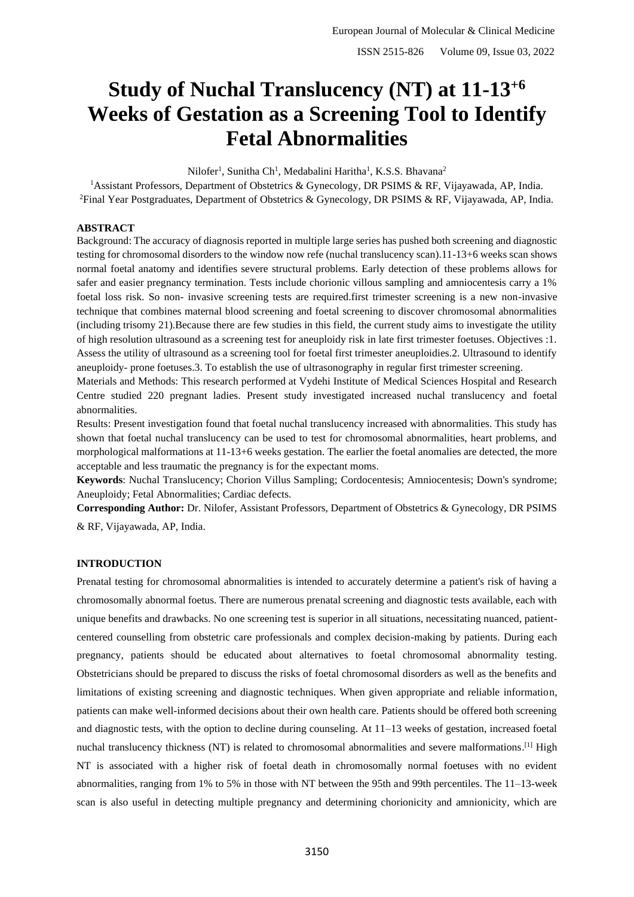# Study of Nuchal Translucency (NT) at 11-13$^{+6}$ Weeks of Gestation as a Screening Tool to Identify Fetal Abnormalities

Nilofer[1], Sunitha Ch[1], Medabalini Haritha[1], K.S.S. Bhavana[2]

[1]Assistant Professors, Department of Obstetrics & Gynecology, DR PSIMS & RF, Vijayawada, AP, India.
[2]Final Year Postgraduates, Department of Obstetrics & Gynecology, DR PSIMS & RF, Vijayawada, AP, India.

## ABSTRACT

Background: The accuracy of diagnosis reported in multiple large series has pushed both screening and diagnostic testing for chromosomal disorders to the window now refe (nuchal translucency scan).11-13+6 weeks scan shows normal foetal anatomy and identifies severe structural problems. Early detection of these problems allows for safer and easier pregnancy termination. Tests include chorionic villous sampling and amniocentesis carry a 1% foetal loss risk. So non- invasive screening tests are required.first trimester screening is a new non-invasive technique that combines maternal blood screening and foetal screening to discover chromosomal abnormalities (including trisomy 21).Because there are few studies in this field, the current study aims to investigate the utility of high resolution ultrasound as a screening test for aneuploidy risk in late first trimester foetuses. Objectives :1. Assess the utility of ultrasound as a screening tool for foetal first trimester aneuploidies.2. Ultrasound to identify aneuploidy- prone foetuses.3. To establish the use of ultrasonography in regular first trimester screening.

Materials and Methods: This research performed at Vydehi Institute of Medical Sciences Hospital and Research Centre studied 220 pregnant ladies. Present study investigated increased nuchal translucency and foetal abnormalities.

Results: Present investigation found that foetal nuchal translucency increased with abnormalities. This study has shown that foetal nuchal translucency can be used to test for chromosomal abnormalities, heart problems, and morphological malformations at 11-13+6 weeks gestation. The earlier the foetal anomalies are detected, the more acceptable and less traumatic the pregnancy is for the expectant moms.

**Keywords**: Nuchal Translucency; Chorion Villus Sampling; Cordocentesis; Amniocentesis; Down's syndrome; Aneuploidy; Fetal Abnormalities; Cardiac defects.

**Corresponding Author:** Dr. Nilofer, Assistant Professors, Department of Obstetrics & Gynecology, DR PSIMS & RF, Vijayawada, AP, India.

## INTRODUCTION

Prenatal testing for chromosomal abnormalities is intended to accurately determine a patient's risk of having a chromosomally abnormal foetus. There are numerous prenatal screening and diagnostic tests available, each with unique benefits and drawbacks. No one screening test is superior in all situations, necessitating nuanced, patient-centered counselling from obstetric care professionals and complex decision-making by patients. During each pregnancy, patients should be educated about alternatives to foetal chromosomal abnormality testing. Obstetricians should be prepared to discuss the risks of foetal chromosomal disorders as well as the benefits and limitations of existing screening and diagnostic techniques. When given appropriate and reliable information, patients can make well-informed decisions about their own health care. Patients should be offered both screening and diagnostic tests, with the option to decline during counseling. At 11–13 weeks of gestation, increased foetal nuchal translucency thickness (NT) is related to chromosomal abnormalities and severe malformations.[1] High NT is associated with a higher risk of foetal death in chromosomally normal foetuses with no evident abnormalities, ranging from 1% to 5% in those with NT between the 95th and 99th percentiles. The 11–13-week scan is also useful in detecting multiple pregnancy and determining chorionicity and amnionicity, which are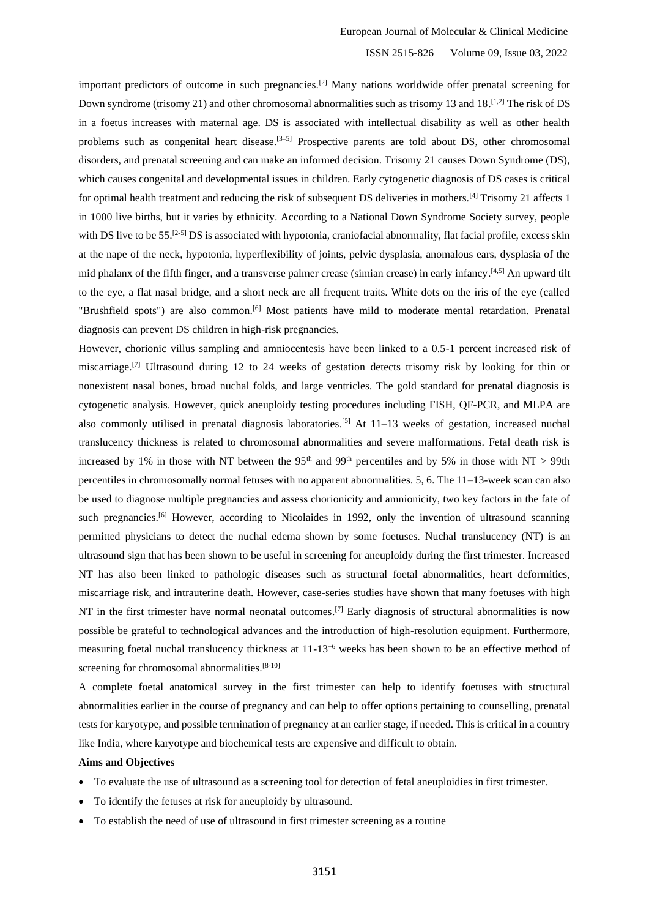important predictors of outcome in such pregnancies.[2] Many nations worldwide offer prenatal screening for Down syndrome (trisomy 21) and other chromosomal abnormalities such as trisomy 13 and 18.[1,2] The risk of DS in a foetus increases with maternal age. DS is associated with intellectual disability as well as other health problems such as congenital heart disease.[3–5] Prospective parents are told about DS, other chromosomal disorders, and prenatal screening and can make an informed decision. Trisomy 21 causes Down Syndrome (DS), which causes congenital and developmental issues in children. Early cytogenetic diagnosis of DS cases is critical for optimal health treatment and reducing the risk of subsequent DS deliveries in mothers.[4] Trisomy 21 affects 1 in 1000 live births, but it varies by ethnicity. According to a National Down Syndrome Society survey, people with DS live to be 55.[2-5] DS is associated with hypotonia, craniofacial abnormality, flat facial profile, excess skin at the nape of the neck, hypotonia, hyperflexibility of joints, pelvic dysplasia, anomalous ears, dysplasia of the mid phalanx of the fifth finger, and a transverse palmer crease (simian crease) in early infancy.[4,5] An upward tilt to the eye, a flat nasal bridge, and a short neck are all frequent traits. White dots on the iris of the eye (called "Brushfield spots") are also common.[6] Most patients have mild to moderate mental retardation. Prenatal diagnosis can prevent DS children in high-risk pregnancies.

However, chorionic villus sampling and amniocentesis have been linked to a 0.5-1 percent increased risk of miscarriage.[7] Ultrasound during 12 to 24 weeks of gestation detects trisomy risk by looking for thin or nonexistent nasal bones, broad nuchal folds, and large ventricles. The gold standard for prenatal diagnosis is cytogenetic analysis. However, quick aneuploidy testing procedures including FISH, QF-PCR, and MLPA are also commonly utilised in prenatal diagnosis laboratories.[5] At 11–13 weeks of gestation, increased nuchal translucency thickness is related to chromosomal abnormalities and severe malformations. Fetal death risk is increased by 1% in those with NT between the 95th and 99th percentiles and by 5% in those with NT > 99th percentiles in chromosomally normal fetuses with no apparent abnormalities. 5, 6. The 11–13-week scan can also be used to diagnose multiple pregnancies and assess chorionicity and amnionicity, two key factors in the fate of such pregnancies.[6] However, according to Nicolaides in 1992, only the invention of ultrasound scanning permitted physicians to detect the nuchal edema shown by some foetuses. Nuchal translucency (NT) is an ultrasound sign that has been shown to be useful in screening for aneuploidy during the first trimester. Increased NT has also been linked to pathologic diseases such as structural foetal abnormalities, heart deformities, miscarriage risk, and intrauterine death. However, case-series studies have shown that many foetuses with high NT in the first trimester have normal neonatal outcomes.[7] Early diagnosis of structural abnormalities is now possible be grateful to technological advances and the introduction of high-resolution equipment. Furthermore, measuring foetal nuchal translucency thickness at 11-13+6 weeks has been shown to be an effective method of screening for chromosomal abnormalities.[8-10]

A complete foetal anatomical survey in the first trimester can help to identify foetuses with structural abnormalities earlier in the course of pregnancy and can help to offer options pertaining to counselling, prenatal tests for karyotype, and possible termination of pregnancy at an earlier stage, if needed. This is critical in a country like India, where karyotype and biochemical tests are expensive and difficult to obtain.

**Aims and Objectives**

- To evaluate the use of ultrasound as a screening tool for detection of fetal aneuploidies in first trimester.
- To identify the fetuses at risk for aneuploidy by ultrasound.
- To establish the need of use of ultrasound in first trimester screening as a routine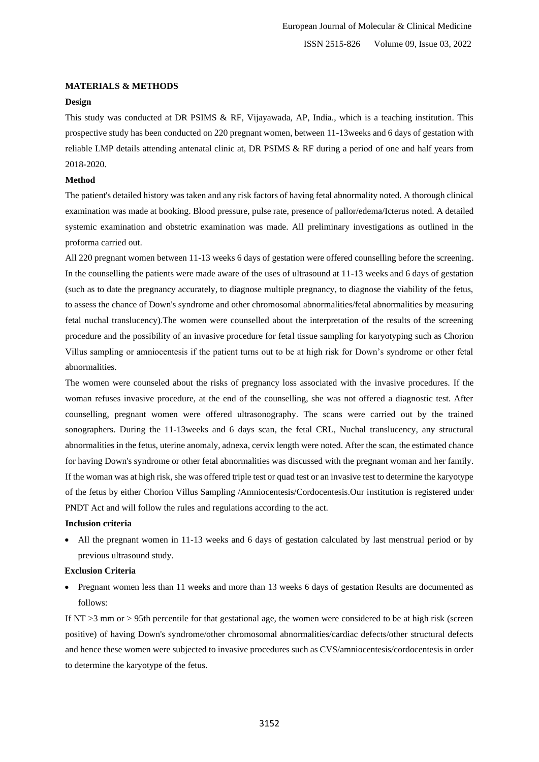## MATERIALS & METHODS

### Design

This study was conducted at DR PSIMS & RF, Vijayawada, AP, India., which is a teaching institution. This prospective study has been conducted on 220 pregnant women, between 11-13weeks and 6 days of gestation with reliable LMP details attending antenatal clinic at, DR PSIMS & RF during a period of one and half years from 2018-2020.

### Method

The patient's detailed history was taken and any risk factors of having fetal abnormality noted. A thorough clinical examination was made at booking. Blood pressure, pulse rate, presence of pallor/edema/Icterus noted. A detailed systemic examination and obstetric examination was made. All preliminary investigations as outlined in the proforma carried out.

All 220 pregnant women between 11-13 weeks 6 days of gestation were offered counselling before the screening. In the counselling the patients were made aware of the uses of ultrasound at 11-13 weeks and 6 days of gestation (such as to date the pregnancy accurately, to diagnose multiple pregnancy, to diagnose the viability of the fetus, to assess the chance of Down's syndrome and other chromosomal abnormalities/fetal abnormalities by measuring fetal nuchal translucency).The women were counselled about the interpretation of the results of the screening procedure and the possibility of an invasive procedure for fetal tissue sampling for karyotyping such as Chorion Villus sampling or amniocentesis if the patient turns out to be at high risk for Down's syndrome or other fetal abnormalities.

The women were counseled about the risks of pregnancy loss associated with the invasive procedures. If the woman refuses invasive procedure, at the end of the counselling, she was not offered a diagnostic test. After counselling, pregnant women were offered ultrasonography. The scans were carried out by the trained sonographers. During the 11-13weeks and 6 days scan, the fetal CRL, Nuchal translucency, any structural abnormalities in the fetus, uterine anomaly, adnexa, cervix length were noted. After the scan, the estimated chance for having Down's syndrome or other fetal abnormalities was discussed with the pregnant woman and her family. If the woman was at high risk, she was offered triple test or quad test or an invasive test to determine the karyotype of the fetus by either Chorion Villus Sampling /Amniocentesis/Cordocentesis.Our institution is registered under PNDT Act and will follow the rules and regulations according to the act.

### Inclusion criteria

- All the pregnant women in 11-13 weeks and 6 days of gestation calculated by last menstrual period or by previous ultrasound study.

### Exclusion Criteria

- Pregnant women less than 11 weeks and more than 13 weeks 6 days of gestation Results are documented as follows:

If NT >3 mm or > 95th percentile for that gestational age, the women were considered to be at high risk (screen positive) of having Down's syndrome/other chromosomal abnormalities/cardiac defects/other structural defects and hence these women were subjected to invasive procedures such as CVS/amniocentesis/cordocentesis in order to determine the karyotype of the fetus.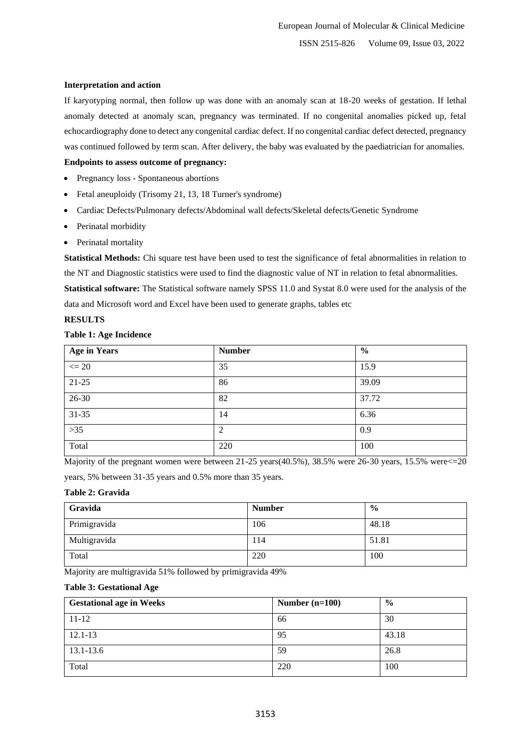**Interpretation and action**

If karyotyping normal, then follow up was done with an anomaly scan at 18-20 weeks of gestation. If lethal anomaly detected at anomaly scan, pregnancy was terminated. If no congenital anomalies picked up, fetal echocardiography done to detect any congenital cardiac defect. If no congenital cardiac defect detected, pregnancy was continued followed by term scan. After delivery, the baby was evaluated by the paediatrician for anomalies.

**Endpoints to assess outcome of pregnancy:**

- Pregnancy loss - Spontaneous abortions
- Fetal aneuploidy (Trisomy 21, 13, 18 Turner's syndrome)
- Cardiac Defects/Pulmonary defects/Abdominal wall defects/Skeletal defects/Genetic Syndrome
- Perinatal morbidity
- Perinatal mortality

**Statistical Methods:** Chi square test have been used to test the significance of fetal abnormalities in relation to the NT and Diagnostic statistics were used to find the diagnostic value of NT in relation to fetal abnormalities.

**Statistical software:** The Statistical software namely SPSS 11.0 and Systat 8.0 were used for the analysis of the data and Microsoft word and Excel have been used to generate graphs, tables etc

**RESULTS**

**Table 1: Age Incidence**

| Age in Years | Number | % |
|---|---|---|
| <= 20 | 35 | 15.9 |
| 21-25 | 86 | 39.09 |
| 26-30 | 82 | 37.72 |
| 31-35 | 14 | 6.36 |
| >35 | 2 | 0.9 |
| Total | 220 | 100 |

Majority of the pregnant women were between 21-25 years(40.5%), 38.5% were 26-30 years, 15.5% were<=20 years, 5% between 31-35 years and 0.5% more than 35 years.

**Table 2: Gravida**

| Gravida | Number | % |
|---|---|---|
| Primigravida | 106 | 48.18 |
| Multigravida | 114 | 51.81 |
| Total | 220 | 100 |

Majority are multigravida 51% followed by primigravida 49%

**Table 3: Gestational Age**

| Gestational age in Weeks | Number (n=100) | % |
|---|---|---|
| 11-12 | 66 | 30 |
| 12.1-13 | 95 | 43.18 |
| 13.1-13.6 | 59 | 26.8 |
| Total | 220 | 100 |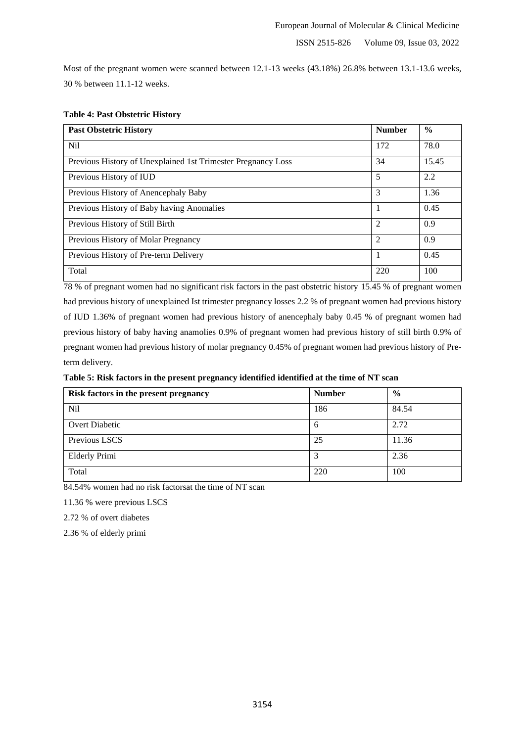Most of the pregnant women were scanned between 12.1-13 weeks (43.18%) 26.8% between 13.1-13.6 weeks, 30 % between 11.1-12 weeks.

**Table 4: Past Obstetric History**

| Past Obstetric History | Number | % |
|---|---|---|
| Nil | 172 | 78.0 |
| Previous History of Unexplained 1st Trimester Pregnancy Loss | 34 | 15.45 |
| Previous History of IUD | 5 | 2.2 |
| Previous History of Anencephaly Baby | 3 | 1.36 |
| Previous History of Baby having Anomalies | 1 | 0.45 |
| Previous History of Still Birth | 2 | 0.9 |
| Previous History of Molar Pregnancy | 2 | 0.9 |
| Previous History of Pre-term Delivery | 1 | 0.45 |
| Total | 220 | 100 |

78 % of pregnant women had no significant risk factors in the past obstetric history 15.45 % of pregnant women had previous history of unexplained Ist trimester pregnancy losses 2.2 % of pregnant women had previous history of IUD 1.36% of pregnant women had previous history of anencephaly baby 0.45 % of pregnant women had previous history of baby having anamolies 0.9% of pregnant women had previous history of still birth 0.9% of pregnant women had previous history of molar pregnancy 0.45% of pregnant women had previous history of Pre-term delivery.

**Table 5: Risk factors in the present pregnancy identified identified at the time of NT scan**

| Risk factors in the present pregnancy | Number | % |
|---|---|---|
| Nil | 186 | 84.54 |
| Overt Diabetic | 6 | 2.72 |
| Previous LSCS | 25 | 11.36 |
| Elderly Primi | 3 | 2.36 |
| Total | 220 | 100 |

84.54% women had no risk factorsat the time of NT scan

11.36 % were previous LSCS

2.72 % of overt diabetes

2.36 % of elderly primi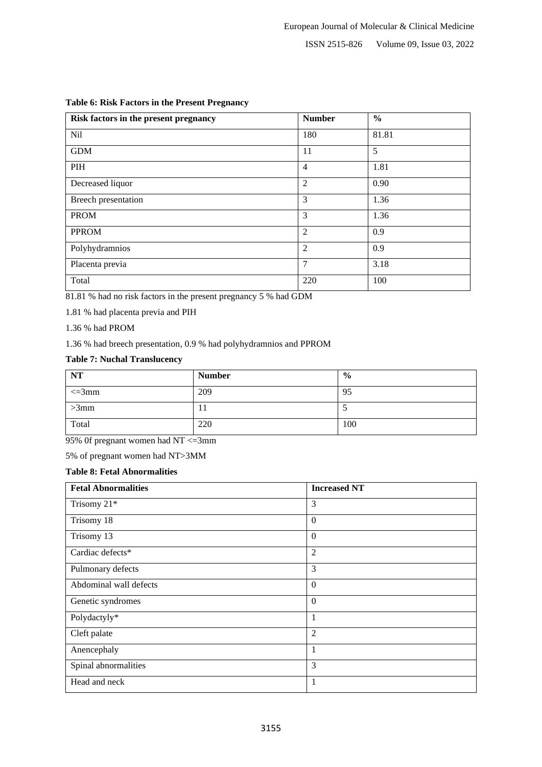**Table 6: Risk Factors in the Present Pregnancy**

| Risk factors in the present pregnancy | Number | % |
|---|---|---|
| Nil | 180 | 81.81 |
| GDM | 11 | 5 |
| PIH | 4 | 1.81 |
| Decreased liquor | 2 | 0.90 |
| Breech presentation | 3 | 1.36 |
| PROM | 3 | 1.36 |
| PPROM | 2 | 0.9 |
| Polyhydramnios | 2 | 0.9 |
| Placenta previa | 7 | 3.18 |
| Total | 220 | 100 |

81.81 % had no risk factors in the present pregnancy 5 % had GDM

1.81 % had placenta previa and PIH

1.36 % had PROM

1.36 % had breech presentation, 0.9 % had polyhydramnios and PPROM

**Table 7: Nuchal Translucency**

| NT | Number | % |
|---|---|---|
| <=3mm | 209 | 95 |
| >3mm | 11 | 5 |
| Total | 220 | 100 |

95% 0f pregnant women had NT <=3mm

5% of pregnant women had NT>3MM

**Table 8: Fetal Abnormalities**

| Fetal Abnormalities | Increased NT |
|---|---|
| Trisomy 21* | 3 |
| Trisomy 18 | 0 |
| Trisomy 13 | 0 |
| Cardiac defects* | 2 |
| Pulmonary defects | 3 |
| Abdominal wall defects | 0 |
| Genetic syndromes | 0 |
| Polydactyly* | 1 |
| Cleft palate | 2 |
| Anencephaly | 1 |
| Spinal abnormalities | 3 |
| Head and neck | 1 |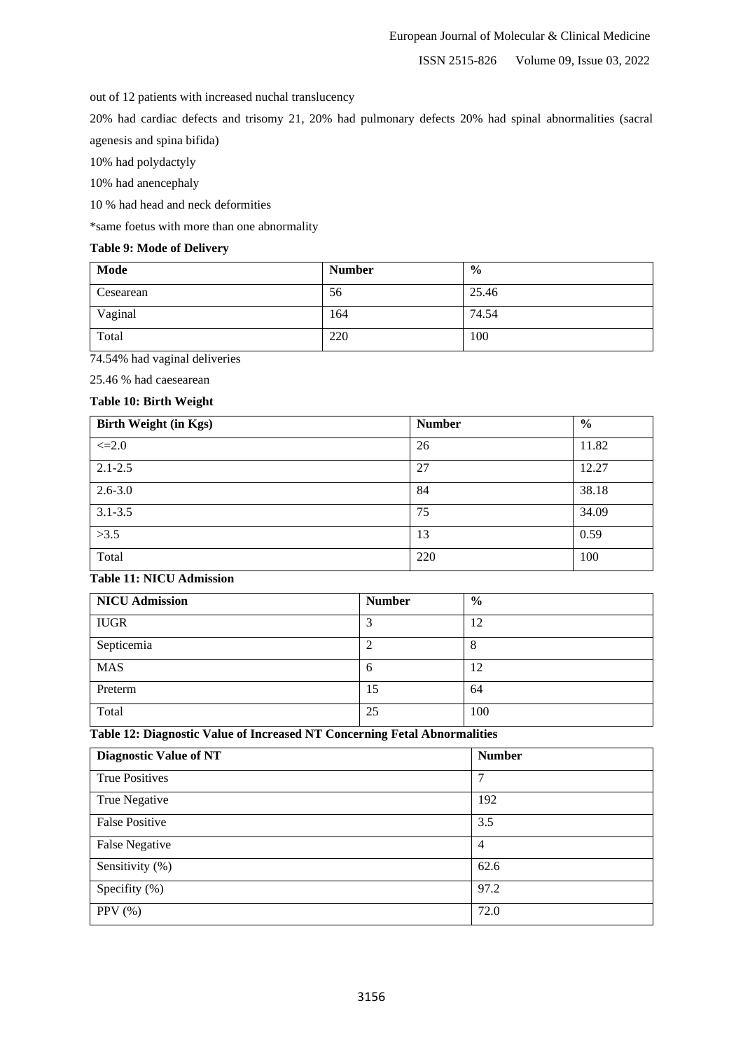out of 12 patients with increased nuchal translucency

20% had cardiac defects and trisomy 21, 20% had pulmonary defects 20% had spinal abnormalities (sacral agenesis and spina bifida)

10% had polydactyly

10% had anencephaly

10 % had head and neck deformities

*same foetus with more than one abnormality

**Table 9: Mode of Delivery**

| Mode | Number | % |
|---|---|---|
| Cesearean | 56 | 25.46 |
| Vaginal | 164 | 74.54 |
| Total | 220 | 100 |

74.54% had vaginal deliveries

25.46 % had caesearean

**Table 10: Birth Weight**

| Birth Weight (in Kgs) | Number | % |
|---|---|---|
| <=2.0 | 26 | 11.82 |
| 2.1-2.5 | 27 | 12.27 |
| 2.6-3.0 | 84 | 38.18 |
| 3.1-3.5 | 75 | 34.09 |
| >3.5 | 13 | 0.59 |
| Total | 220 | 100 |

**Table 11: NICU Admission**

| NICU Admission | Number | % |
|---|---|---|
| IUGR | 3 | 12 |
| Septicemia | 2 | 8 |
| MAS | 6 | 12 |
| Preterm | 15 | 64 |
| Total | 25 | 100 |

**Table 12: Diagnostic Value of Increased NT Concerning Fetal Abnormalities**

| Diagnostic Value of NT | Number |
|---|---|
| True Positives | 7 |
| True Negative | 192 |
| False Positive | 3.5 |
| False Negative | 4 |
| Sensitivity (%) | 62.6 |
| Specifity (%) | 97.2 |
| PPV (%) | 72.0 |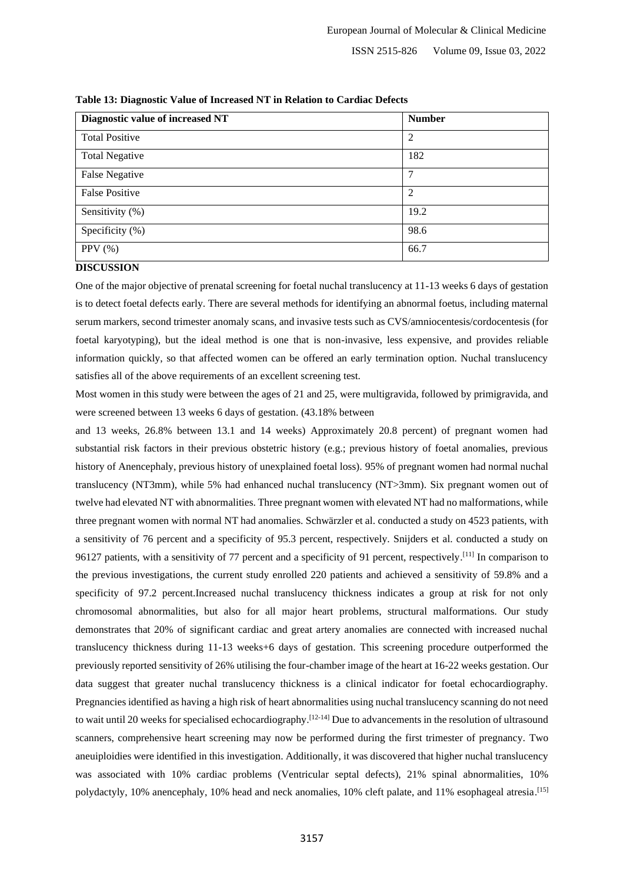**Table 13: Diagnostic Value of Increased NT in Relation to Cardiac Defects**

| Diagnostic value of increased NT | Number |
|---|---|
| Total Positive | 2 |
| Total Negative | 182 |
| False Negative | 7 |
| False Positive | 2 |
| Sensitivity (%) | 19.2 |
| Specificity (%) | 98.6 |
| PPV (%) | 66.7 |

## DISCUSSION

One of the major objective of prenatal screening for foetal nuchal translucency at 11-13 weeks 6 days of gestation is to detect foetal defects early. There are several methods for identifying an abnormal foetus, including maternal serum markers, second trimester anomaly scans, and invasive tests such as CVS/amniocentesis/cordocentesis (for foetal karyotyping), but the ideal method is one that is non-invasive, less expensive, and provides reliable information quickly, so that affected women can be offered an early termination option. Nuchal translucency satisfies all of the above requirements of an excellent screening test.

Most women in this study were between the ages of 21 and 25, were multigravida, followed by primigravida, and were screened between 13 weeks 6 days of gestation. (43.18% between

and 13 weeks, 26.8% between 13.1 and 14 weeks) Approximately 20.8 percent) of pregnant women had substantial risk factors in their previous obstetric history (e.g.; previous history of foetal anomalies, previous history of Anencephaly, previous history of unexplained foetal loss). 95% of pregnant women had normal nuchal translucency (NT3mm), while 5% had enhanced nuchal translucency (NT>3mm). Six pregnant women out of twelve had elevated NT with abnormalities. Three pregnant women with elevated NT had no malformations, while three pregnant women with normal NT had anomalies. Schwärzler et al. conducted a study on 4523 patients, with a sensitivity of 76 percent and a specificity of 95.3 percent, respectively. Snijders et al. conducted a study on 96127 patients, with a sensitivity of 77 percent and a specificity of 91 percent, respectively.[11] In comparison to the previous investigations, the current study enrolled 220 patients and achieved a sensitivity of 59.8% and a specificity of 97.2 percent.Increased nuchal translucency thickness indicates a group at risk for not only chromosomal abnormalities, but also for all major heart problems, structural malformations. Our study demonstrates that 20% of significant cardiac and great artery anomalies are connected with increased nuchal translucency thickness during 11-13 weeks+6 days of gestation. This screening procedure outperformed the previously reported sensitivity of 26% utilising the four-chamber image of the heart at 16-22 weeks gestation. Our data suggest that greater nuchal translucency thickness is a clinical indicator for foetal echocardiography. Pregnancies identified as having a high risk of heart abnormalities using nuchal translucency scanning do not need to wait until 20 weeks for specialised echocardiography.[12-14] Due to advancements in the resolution of ultrasound scanners, comprehensive heart screening may now be performed during the first trimester of pregnancy. Two aneuiploidies were identified in this investigation. Additionally, it was discovered that higher nuchal translucency was associated with 10% cardiac problems (Ventricular septal defects), 21% spinal abnormalities, 10% polydactyly, 10% anencephaly, 10% head and neck anomalies, 10% cleft palate, and 11% esophageal atresia.[15]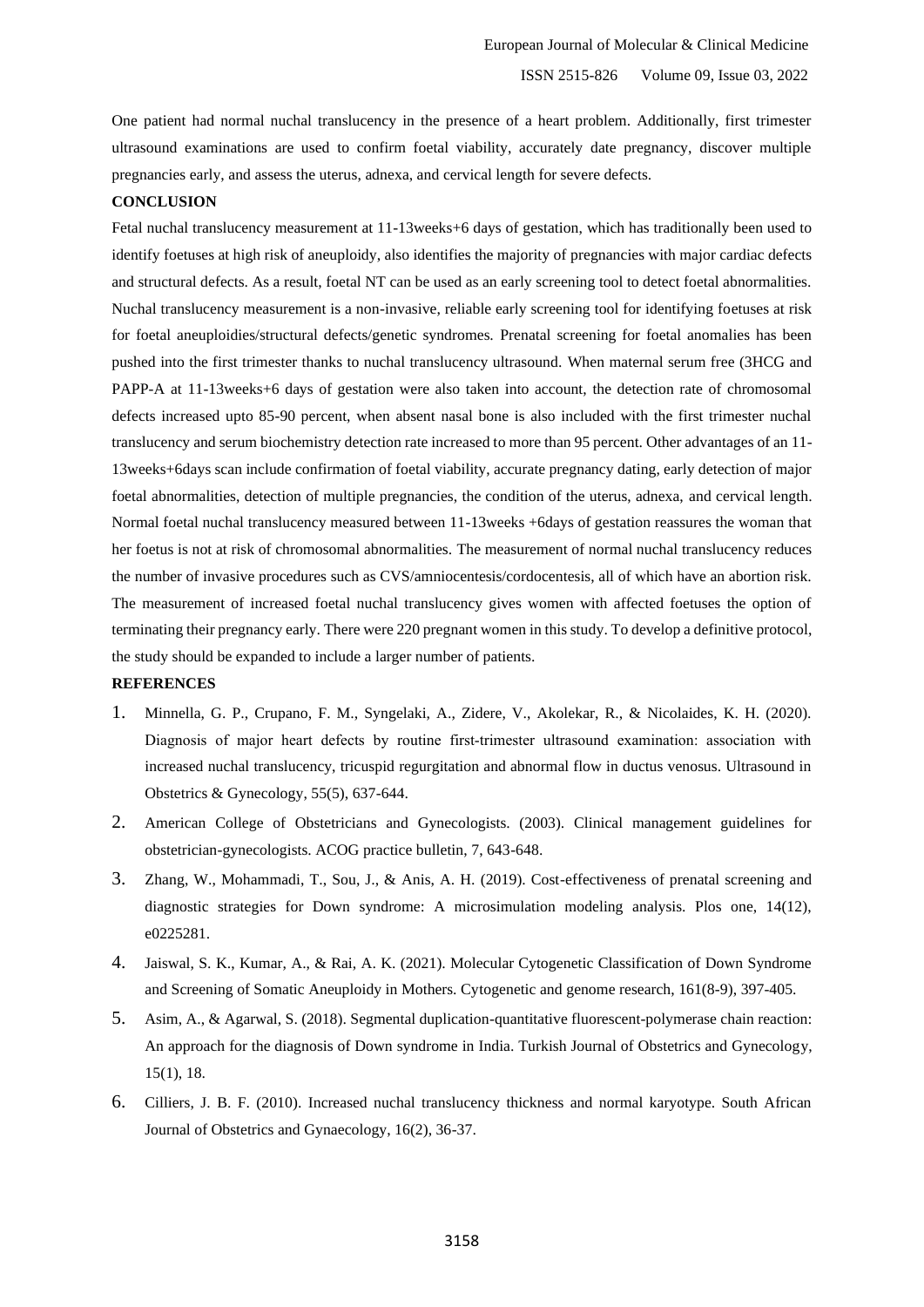One patient had normal nuchal translucency in the presence of a heart problem. Additionally, first trimester ultrasound examinations are used to confirm foetal viability, accurately date pregnancy, discover multiple pregnancies early, and assess the uterus, adnexa, and cervical length for severe defects.

## CONCLUSION

Fetal nuchal translucency measurement at 11-13weeks+6 days of gestation, which has traditionally been used to identify foetuses at high risk of aneuploidy, also identifies the majority of pregnancies with major cardiac defects and structural defects. As a result, foetal NT can be used as an early screening tool to detect foetal abnormalities. Nuchal translucency measurement is a non-invasive, reliable early screening tool for identifying foetuses at risk for foetal aneuploidies/structural defects/genetic syndromes. Prenatal screening for foetal anomalies has been pushed into the first trimester thanks to nuchal translucency ultrasound. When maternal serum free (3HCG and PAPP-A at 11-13weeks+6 days of gestation were also taken into account, the detection rate of chromosomal defects increased upto 85-90 percent, when absent nasal bone is also included with the first trimester nuchal translucency and serum biochemistry detection rate increased to more than 95 percent. Other advantages of an 11-13weeks+6days scan include confirmation of foetal viability, accurate pregnancy dating, early detection of major foetal abnormalities, detection of multiple pregnancies, the condition of the uterus, adnexa, and cervical length. Normal foetal nuchal translucency measured between 11-13weeks +6days of gestation reassures the woman that her foetus is not at risk of chromosomal abnormalities. The measurement of normal nuchal translucency reduces the number of invasive procedures such as CVS/amniocentesis/cordocentesis, all of which have an abortion risk. The measurement of increased foetal nuchal translucency gives women with affected foetuses the option of terminating their pregnancy early. There were 220 pregnant women in this study. To develop a definitive protocol, the study should be expanded to include a larger number of patients.

## REFERENCES

1. Minnella, G. P., Crupano, F. M., Syngelaki, A., Zidere, V., Akolekar, R., & Nicolaides, K. H. (2020). Diagnosis of major heart defects by routine first-trimester ultrasound examination: association with increased nuchal translucency, tricuspid regurgitation and abnormal flow in ductus venosus. Ultrasound in Obstetrics & Gynecology, 55(5), 637-644.
2. American College of Obstetricians and Gynecologists. (2003). Clinical management guidelines for obstetrician-gynecologists. ACOG practice bulletin, 7, 643-648.
3. Zhang, W., Mohammadi, T., Sou, J., & Anis, A. H. (2019). Cost-effectiveness of prenatal screening and diagnostic strategies for Down syndrome: A microsimulation modeling analysis. Plos one, 14(12), e0225281.
4. Jaiswal, S. K., Kumar, A., & Rai, A. K. (2021). Molecular Cytogenetic Classification of Down Syndrome and Screening of Somatic Aneuploidy in Mothers. Cytogenetic and genome research, 161(8-9), 397-405.
5. Asim, A., & Agarwal, S. (2018). Segmental duplication-quantitative fluorescent-polymerase chain reaction: An approach for the diagnosis of Down syndrome in India. Turkish Journal of Obstetrics and Gynecology, 15(1), 18.
6. Cilliers, J. B. F. (2010). Increased nuchal translucency thickness and normal karyotype. South African Journal of Obstetrics and Gynaecology, 16(2), 36-37.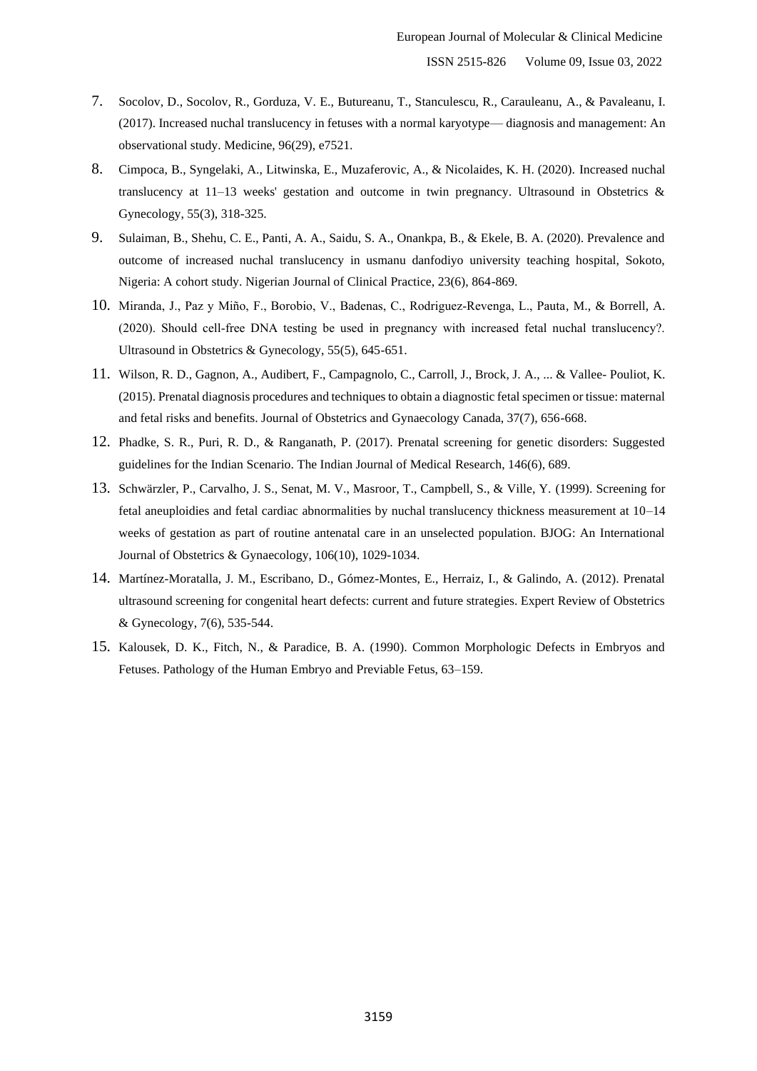7. Socolov, D., Socolov, R., Gorduza, V. E., Butureanu, T., Stanculescu, R., Carauleanu, A., & Pavaleanu, I. (2017). Increased nuchal translucency in fetuses with a normal karyotype— diagnosis and management: An observational study. Medicine, 96(29), e7521.
8. Cimpoca, B., Syngelaki, A., Litwinska, E., Muzaferovic, A., & Nicolaides, K. H. (2020). Increased nuchal translucency at 11–13 weeks' gestation and outcome in twin pregnancy. Ultrasound in Obstetrics & Gynecology, 55(3), 318-325.
9. Sulaiman, B., Shehu, C. E., Panti, A. A., Saidu, S. A., Onankpa, B., & Ekele, B. A. (2020). Prevalence and outcome of increased nuchal translucency in usmanu danfodiyo university teaching hospital, Sokoto, Nigeria: A cohort study. Nigerian Journal of Clinical Practice, 23(6), 864-869.
10. Miranda, J., Paz y Miño, F., Borobio, V., Badenas, C., Rodriguez-Revenga, L., Pauta, M., & Borrell, A. (2020). Should cell-free DNA testing be used in pregnancy with increased fetal nuchal translucency?. Ultrasound in Obstetrics & Gynecology, 55(5), 645-651.
11. Wilson, R. D., Gagnon, A., Audibert, F., Campagnolo, C., Carroll, J., Brock, J. A., ... & Vallee- Pouliot, K. (2015). Prenatal diagnosis procedures and techniques to obtain a diagnostic fetal specimen or tissue: maternal and fetal risks and benefits. Journal of Obstetrics and Gynaecology Canada, 37(7), 656-668.
12. Phadke, S. R., Puri, R. D., & Ranganath, P. (2017). Prenatal screening for genetic disorders: Suggested guidelines for the Indian Scenario. The Indian Journal of Medical Research, 146(6), 689.
13. Schwärzler, P., Carvalho, J. S., Senat, M. V., Masroor, T., Campbell, S., & Ville, Y. (1999). Screening for fetal aneuploidies and fetal cardiac abnormalities by nuchal translucency thickness measurement at 10–14 weeks of gestation as part of routine antenatal care in an unselected population. BJOG: An International Journal of Obstetrics & Gynaecology, 106(10), 1029-1034.
14. Martínez-Moratalla, J. M., Escribano, D., Gómez-Montes, E., Herraiz, I., & Galindo, A. (2012). Prenatal ultrasound screening for congenital heart defects: current and future strategies. Expert Review of Obstetrics & Gynecology, 7(6), 535-544.
15. Kalousek, D. K., Fitch, N., & Paradice, B. A. (1990). Common Morphologic Defects in Embryos and Fetuses. Pathology of the Human Embryo and Previable Fetus, 63–159.